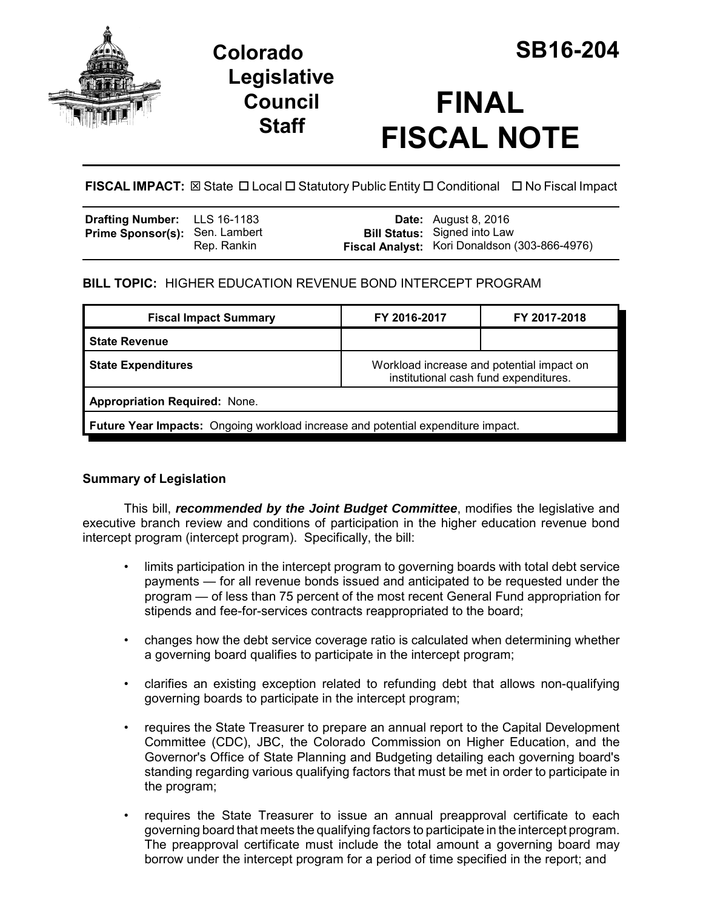# Colorado Legislative Council Staff

# SB16-204

# FINAL FISCAL NOTE

**FISCAL IMPACT:** ☒ State ☐ Local ☐ Statutory Public Entity ☐ Conditional ☐ No Fiscal Impact

| | | | |
|---|---|---|---|
| **Drafting Number:** | LLS 16-1183 | **Date:** | August 8, 2016 |
| **Prime Sponsor(s):** | Sen. Lambert<br>Rep. Rankin | **Bill Status:** | Signed into Law |
| | | **Fiscal Analyst:** | Kori Donaldson (303-866-4976) |

**BILL TOPIC:** HIGHER EDUCATION REVENUE BOND INTERCEPT PROGRAM

| Fiscal Impact Summary | FY 2016-2017 | FY 2017-2018 |
|---|---|---|
| **State Revenue** | | |
| **State Expenditures** | Workload increase and potential impact on institutional cash fund expenditures. | |
| **Appropriation Required:** None. | | |
| **Future Year Impacts:** Ongoing workload increase and potential expenditure impact. | | |

## Summary of Legislation

This bill, ***recommended by the Joint Budget Committee***, modifies the legislative and executive branch review and conditions of participation in the higher education revenue bond intercept program (intercept program). Specifically, the bill:

- limits participation in the intercept program to governing boards with total debt service payments — for all revenue bonds issued and anticipated to be requested under the program — of less than 75 percent of the most recent General Fund appropriation for stipends and fee-for-services contracts reappropriated to the board;
- changes how the debt service coverage ratio is calculated when determining whether a governing board qualifies to participate in the intercept program;
- clarifies an existing exception related to refunding debt that allows non-qualifying governing boards to participate in the intercept program;
- requires the State Treasurer to prepare an annual report to the Capital Development Committee (CDC), JBC, the Colorado Commission on Higher Education, and the Governor's Office of State Planning and Budgeting detailing each governing board's standing regarding various qualifying factors that must be met in order to participate in the program;
- requires the State Treasurer to issue an annual preapproval certificate to each governing board that meets the qualifying factors to participate in the intercept program. The preapproval certificate must include the total amount a governing board may borrow under the intercept program for a period of time specified in the report; and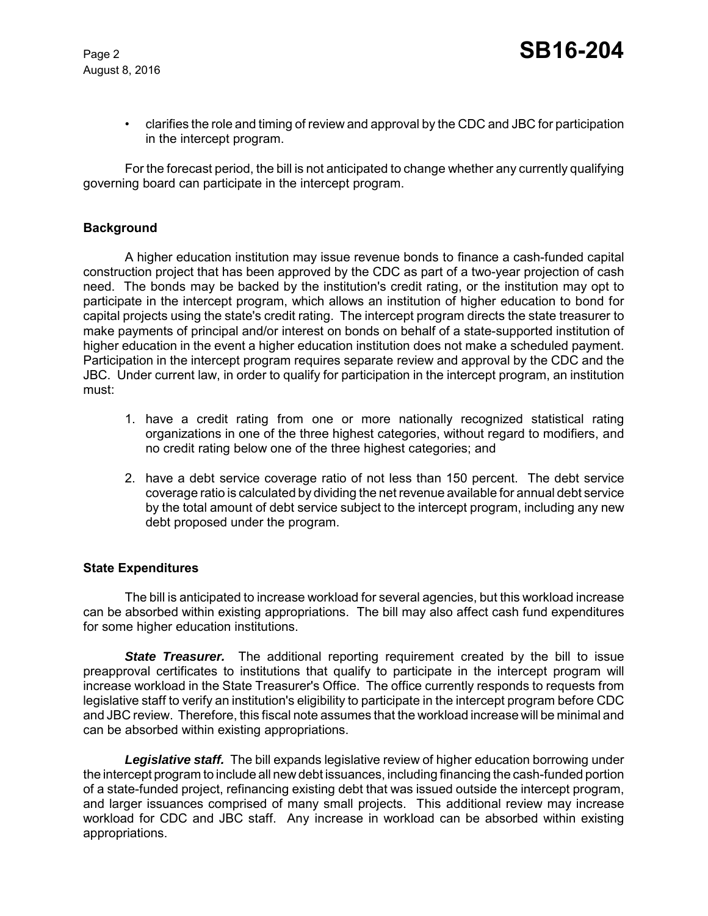- clarifies the role and timing of review and approval by the CDC and JBC for participation in the intercept program.

For the forecast period, the bill is not anticipated to change whether any currently qualifying governing board can participate in the intercept program.

### Background

A higher education institution may issue revenue bonds to finance a cash-funded capital construction project that has been approved by the CDC as part of a two-year projection of cash need. The bonds may be backed by the institution's credit rating, or the institution may opt to participate in the intercept program, which allows an institution of higher education to bond for capital projects using the state's credit rating. The intercept program directs the state treasurer to make payments of principal and/or interest on bonds on behalf of a state-supported institution of higher education in the event a higher education institution does not make a scheduled payment. Participation in the intercept program requires separate review and approval by the CDC and the JBC. Under current law, in order to qualify for participation in the intercept program, an institution must:

1. have a credit rating from one or more nationally recognized statistical rating organizations in one of the three highest categories, without regard to modifiers, and no credit rating below one of the three highest categories; and
2. have a debt service coverage ratio of not less than 150 percent. The debt service coverage ratio is calculated by dividing the net revenue available for annual debt service by the total amount of debt service subject to the intercept program, including any new debt proposed under the program.

### State Expenditures

The bill is anticipated to increase workload for several agencies, but this workload increase can be absorbed within existing appropriations. The bill may also affect cash fund expenditures for some higher education institutions.

***State Treasurer.*** The additional reporting requirement created by the bill to issue preapproval certificates to institutions that qualify to participate in the intercept program will increase workload in the State Treasurer's Office. The office currently responds to requests from legislative staff to verify an institution's eligibility to participate in the intercept program before CDC and JBC review. Therefore, this fiscal note assumes that the workload increase will be minimal and can be absorbed within existing appropriations.

***Legislative staff.*** The bill expands legislative review of higher education borrowing under the intercept program to include all new debt issuances, including financing the cash-funded portion of a state-funded project, refinancing existing debt that was issued outside the intercept program, and larger issuances comprised of many small projects. This additional review may increase workload for CDC and JBC staff. Any increase in workload can be absorbed within existing appropriations.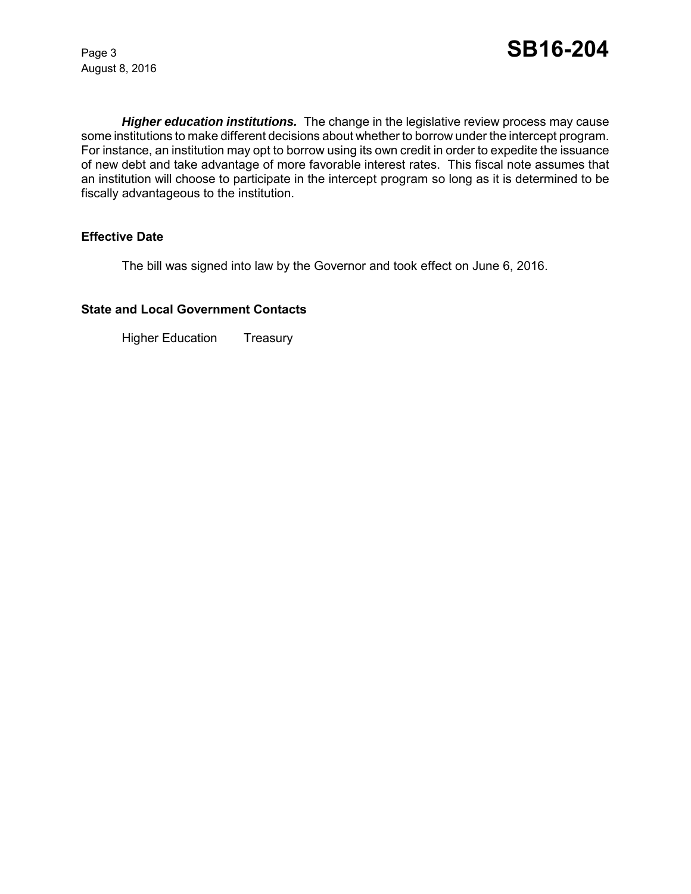***Higher education institutions.*** The change in the legislative review process may cause some institutions to make different decisions about whether to borrow under the intercept program. For instance, an institution may opt to borrow using its own credit in order to expedite the issuance of new debt and take advantage of more favorable interest rates. This fiscal note assumes that an institution will choose to participate in the intercept program so long as it is determined to be fiscally advantageous to the institution.

**Effective Date**

The bill was signed into law by the Governor and took effect on June 6, 2016.

**State and Local Government Contacts**

Higher Education    Treasury